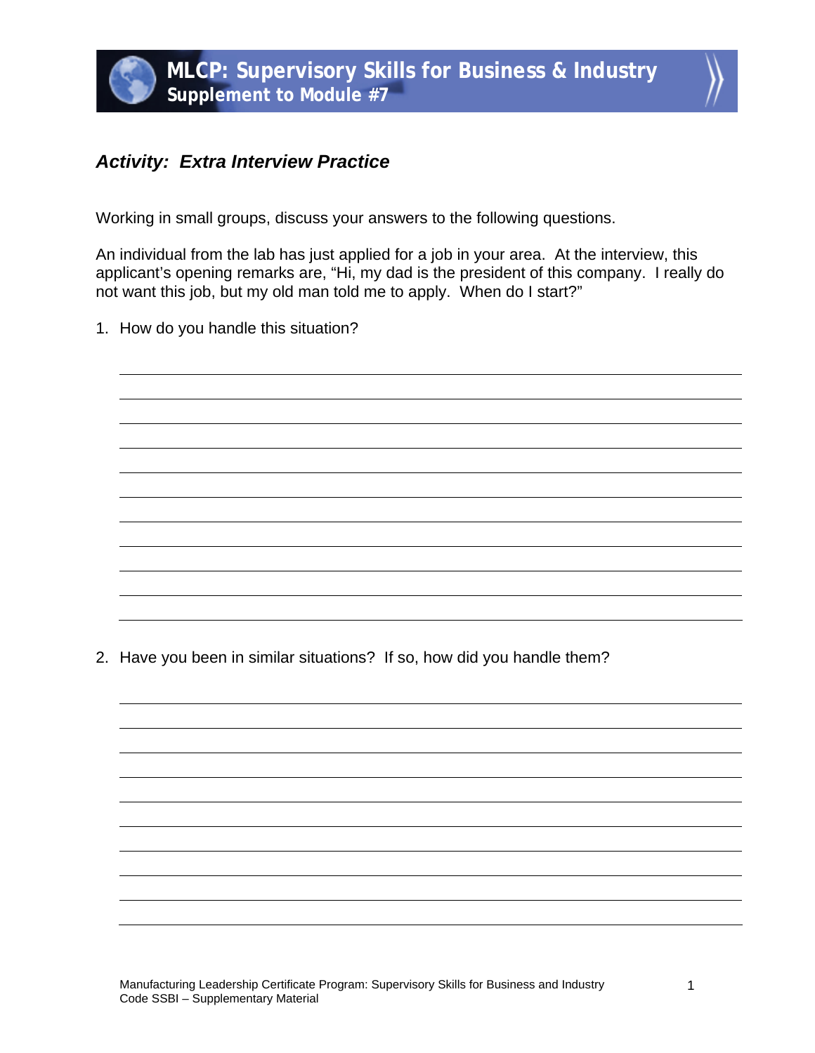# MLCP: Supervisory Skills for Business & Industry
## Supplement to Module #7

### *Activity: Extra Interview Practice*

Working in small groups, discuss your answers to the following questions.

An individual from the lab has just applied for a job in your area. At the interview, this applicant's opening remarks are, "Hi, my dad is the president of this company. I really do not want this job, but my old man told me to apply. When do I start?"

1. How do you handle this situation?

2. Have you been in similar situations? If so, how did you handle them?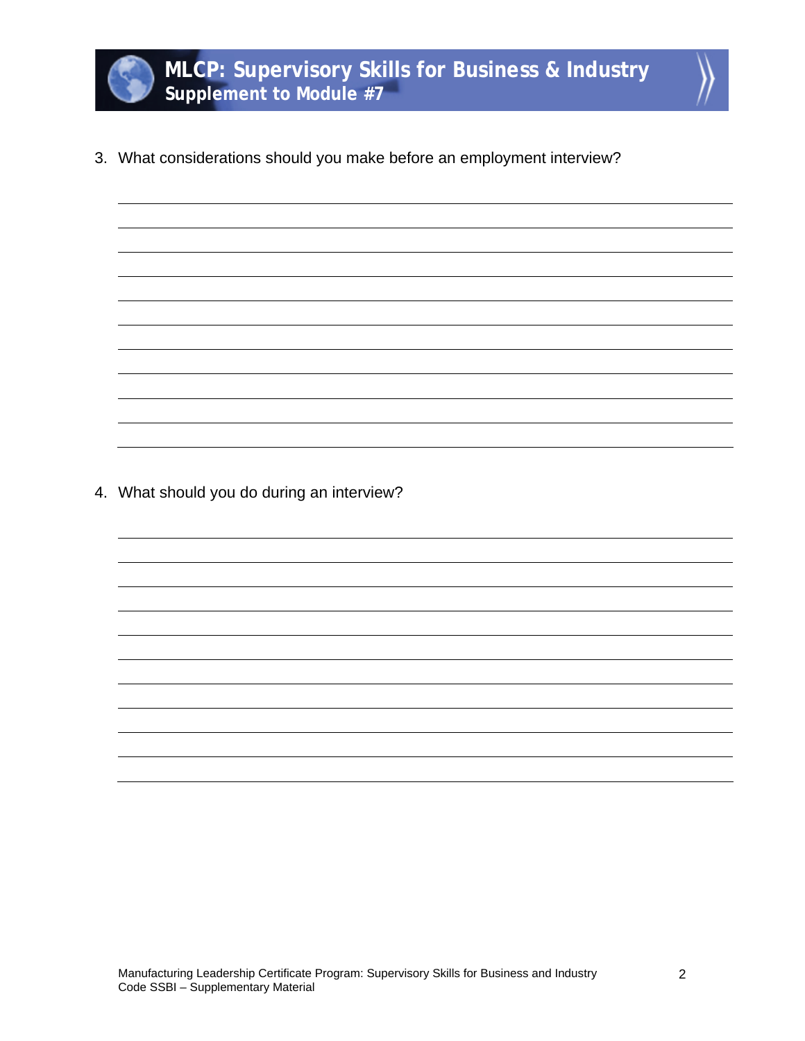3. What considerations should you make before an employment interview?

4. What should you do during an interview?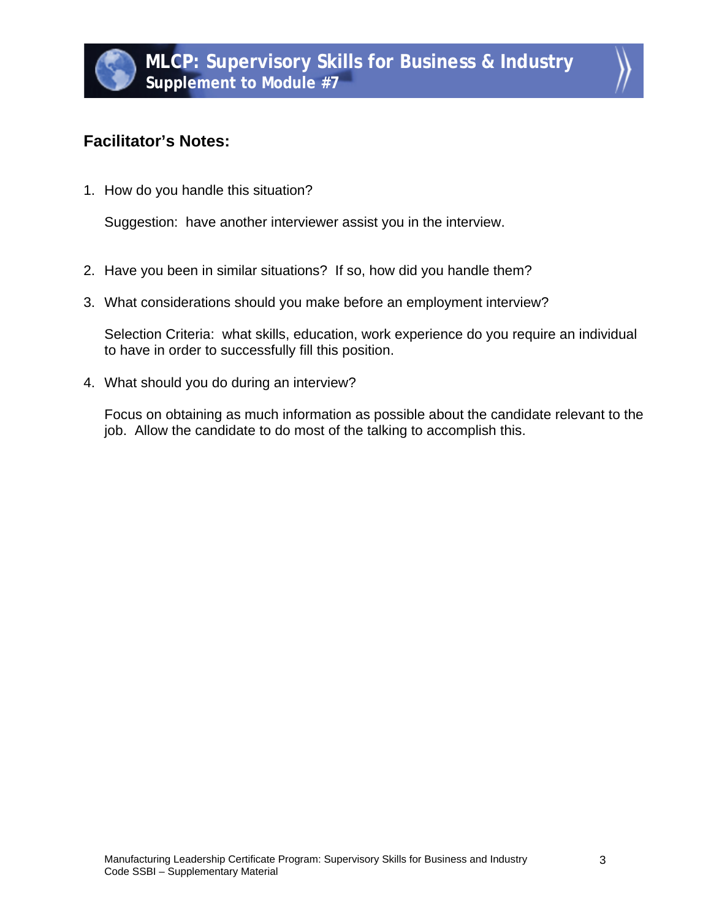## Facilitator's Notes:

1. How do you handle this situation?

   Suggestion: have another interviewer assist you in the interview.

2. Have you been in similar situations? If so, how did you handle them?

3. What considerations should you make before an employment interview?

   Selection Criteria: what skills, education, work experience do you require an individual to have in order to successfully fill this position.

4. What should you do during an interview?

   Focus on obtaining as much information as possible about the candidate relevant to the job. Allow the candidate to do most of the talking to accomplish this.